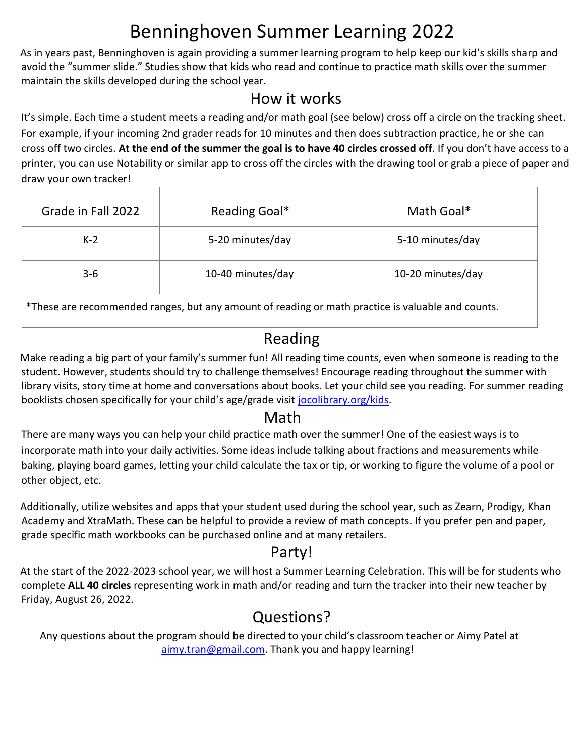# Benninghoven Summer Learning 2022

As in years past, Benninghoven is again providing a summer learning program to help keep our kid's skills sharp and avoid the "summer slide." Studies show that kids who read and continue to practice math skills over the summer maintain the skills developed during the school year.

## How it works

It's simple. Each time a student meets a reading and/or math goal (see below) cross off a circle on the tracking sheet. For example, if your incoming 2nd grader reads for 10 minutes and then does subtraction practice, he or she can cross off two circles. **At the end of the summer the goal is to have 40 circles crossed off**. If you don't have access to a printer, you can use Notability or similar app to cross off the circles with the drawing tool or grab a piece of paper and draw your own tracker!

| Grade in Fall 2022 | Reading Goal* | Math Goal* |
|---|---|---|
| K-2 | 5-20 minutes/day | 5-10 minutes/day |
| 3-6 | 10-40 minutes/day | 10-20 minutes/day |
| *These are recommended ranges, but any amount of reading or math practice is valuable and counts. | | |

## Reading

Make reading a big part of your family's summer fun! All reading time counts, even when someone is reading to the student. However, students should try to challenge themselves! Encourage reading throughout the summer with library visits, story time at home and conversations about books. Let your child see you reading. For summer reading booklists chosen specifically for your child's age/grade visit [jocolibrary.org/kids](jocolibrary.org/kids).

## Math

There are many ways you can help your child practice math over the summer! One of the easiest ways is to incorporate math into your daily activities. Some ideas include talking about fractions and measurements while baking, playing board games, letting your child calculate the tax or tip, or working to figure the volume of a pool or other object, etc.

Additionally, utilize websites and apps that your student used during the school year, such as Zearn, Prodigy, Khan Academy and XtraMath. These can be helpful to provide a review of math concepts. If you prefer pen and paper, grade specific math workbooks can be purchased online and at many retailers.

## Party!

At the start of the 2022-2023 school year, we will host a Summer Learning Celebration. This will be for students who complete **ALL 40 circles** representing work in math and/or reading and turn the tracker into their new teacher by Friday, August 26, 2022.

## Questions?

Any questions about the program should be directed to your child's classroom teacher or Aimy Patel at [aimy.tran@gmail.com](mailto:aimy.tran@gmail.com). Thank you and happy learning!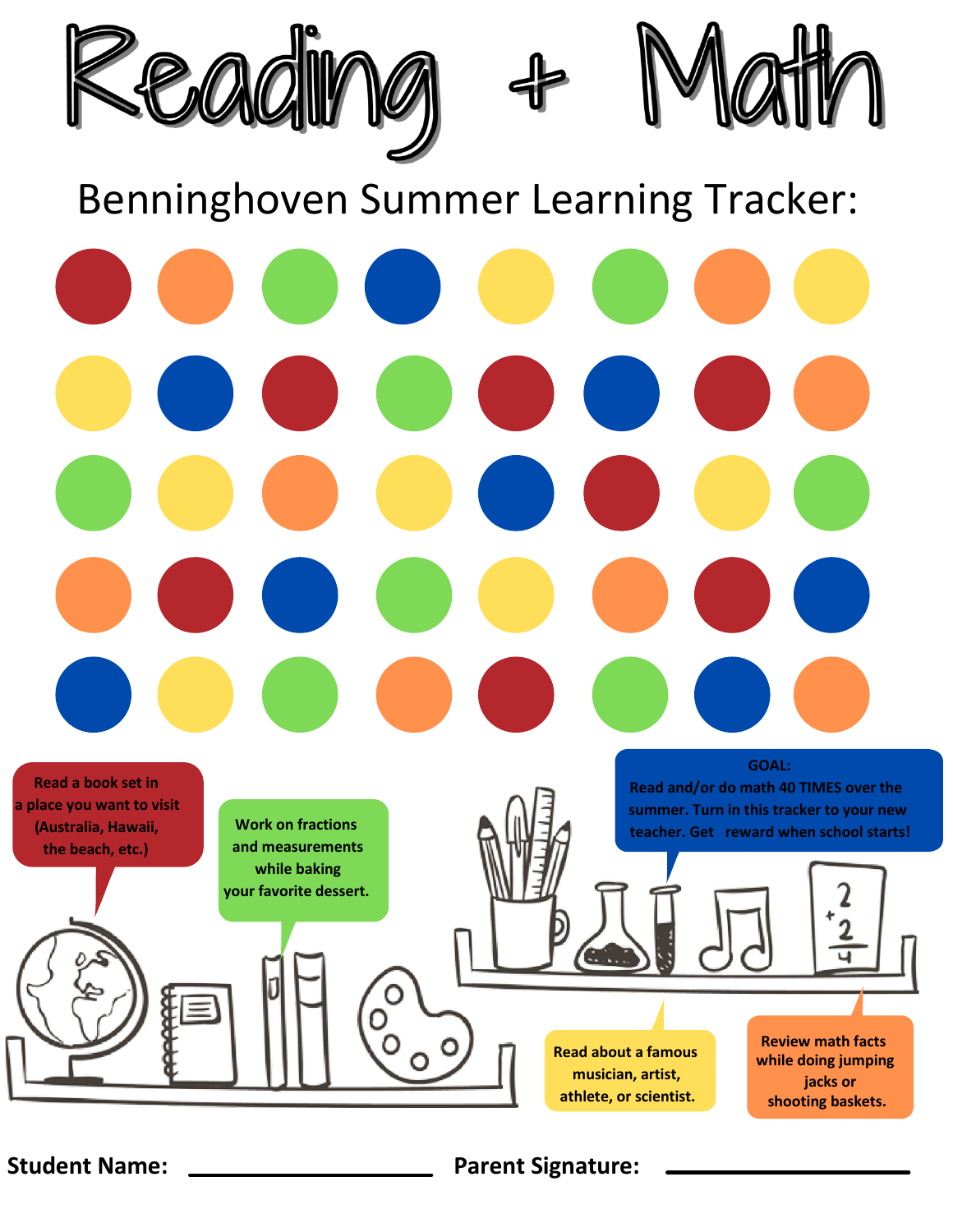# Reading + Math

## Benninghoven Summer Learning Tracker:

Read a book set in a place you want to visit (Australia, Hawaii, the beach, etc.)

Work on fractions and measurements while baking your favorite dessert.

GOAL:
Read and/or do math 40 TIMES over the summer. Turn in this tracker to your new teacher. Get reward when school starts!

Read about a famous musician, artist, athlete, or scientist.

Review math facts while doing jumping jacks or shooting baskets.

**Student Name:** ____________________ **Parent Signature:** ____________________